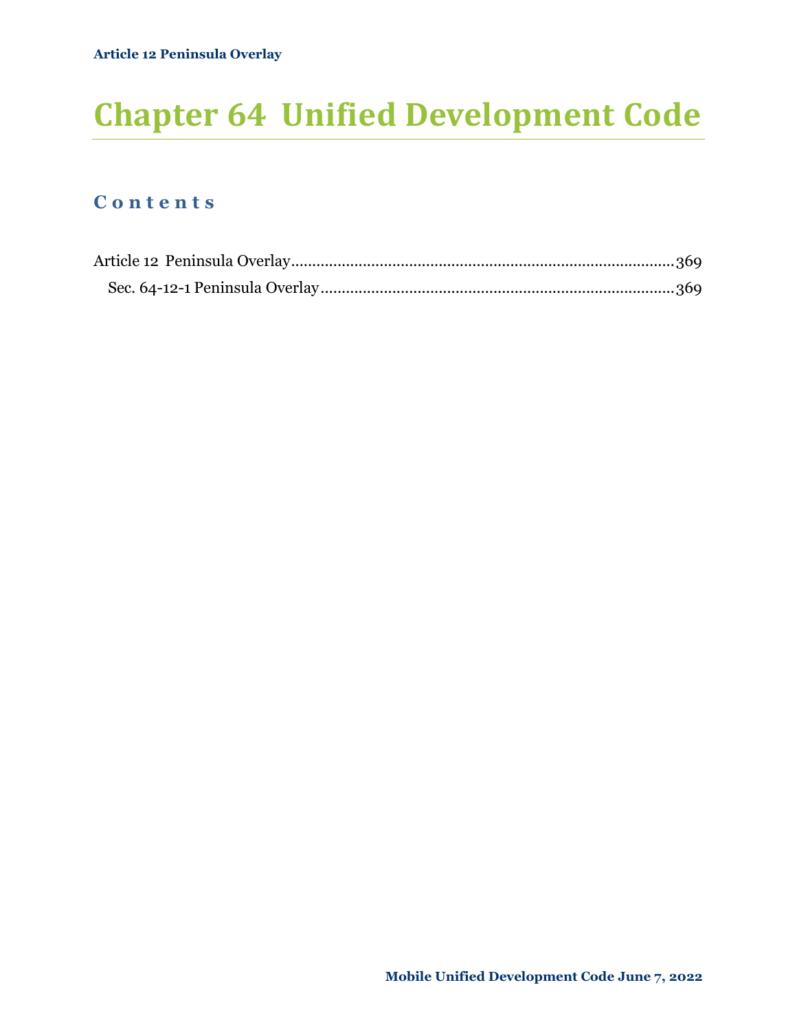# Chapter 64 Unified Development Code

## Contents

Article 12 Peninsula Overlay ........................................................................................369

Sec. 64-12-1 Peninsula Overlay ..................................................................................369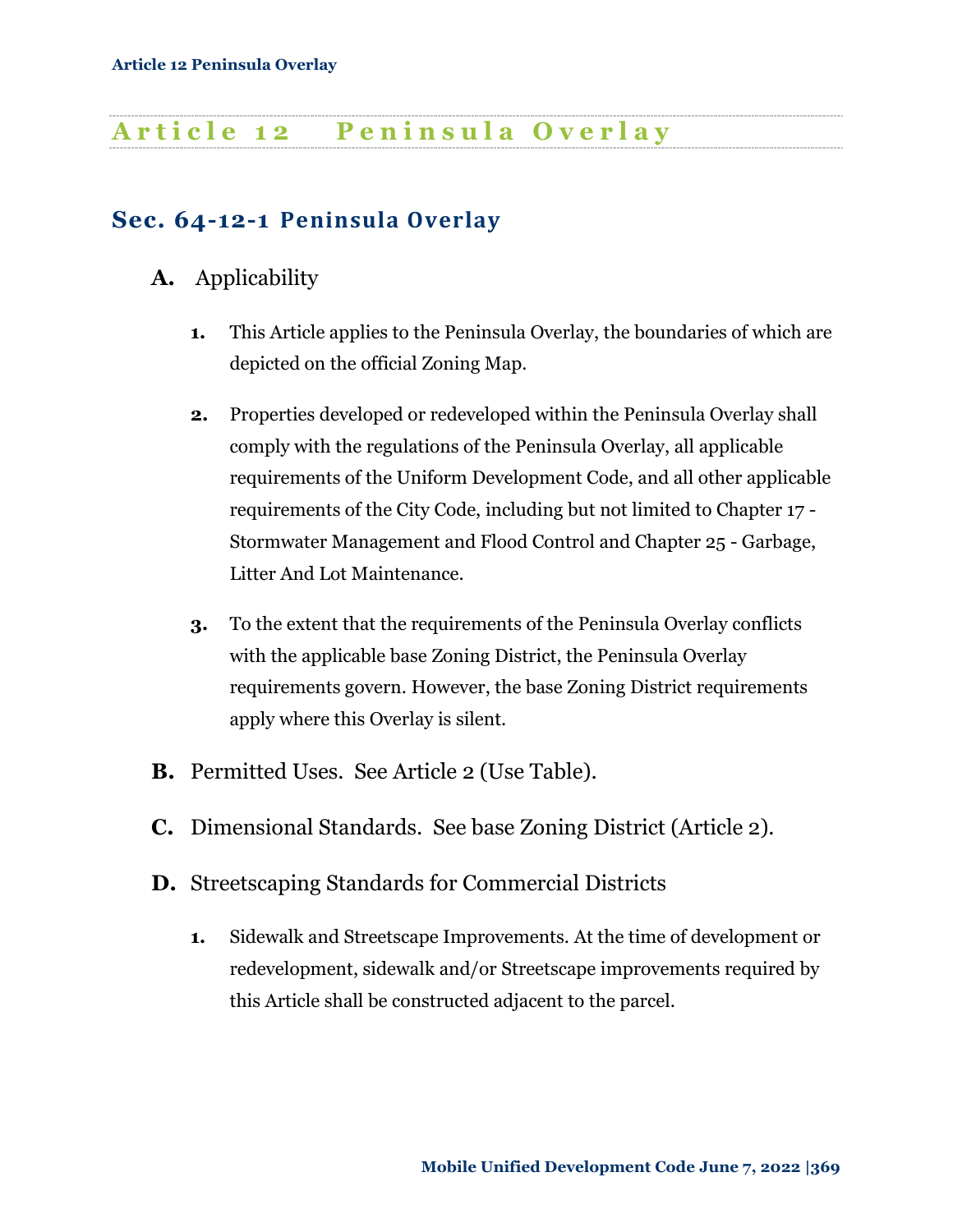# Article 12 Peninsula Overlay

## Sec. 64-12-1 Peninsula Overlay

**A.** Applicability

1. This Article applies to the Peninsula Overlay, the boundaries of which are depicted on the official Zoning Map.

2. Properties developed or redeveloped within the Peninsula Overlay shall comply with the regulations of the Peninsula Overlay, all applicable requirements of the Uniform Development Code, and all other applicable requirements of the City Code, including but not limited to Chapter 17 - Stormwater Management and Flood Control and Chapter 25 - Garbage, Litter And Lot Maintenance.

3. To the extent that the requirements of the Peninsula Overlay conflicts with the applicable base Zoning District, the Peninsula Overlay requirements govern. However, the base Zoning District requirements apply where this Overlay is silent.

**B.** Permitted Uses. See Article 2 (Use Table).

**C.** Dimensional Standards. See base Zoning District (Article 2).

**D.** Streetscaping Standards for Commercial Districts

1. Sidewalk and Streetscape Improvements. At the time of development or redevelopment, sidewalk and/or Streetscape improvements required by this Article shall be constructed adjacent to the parcel.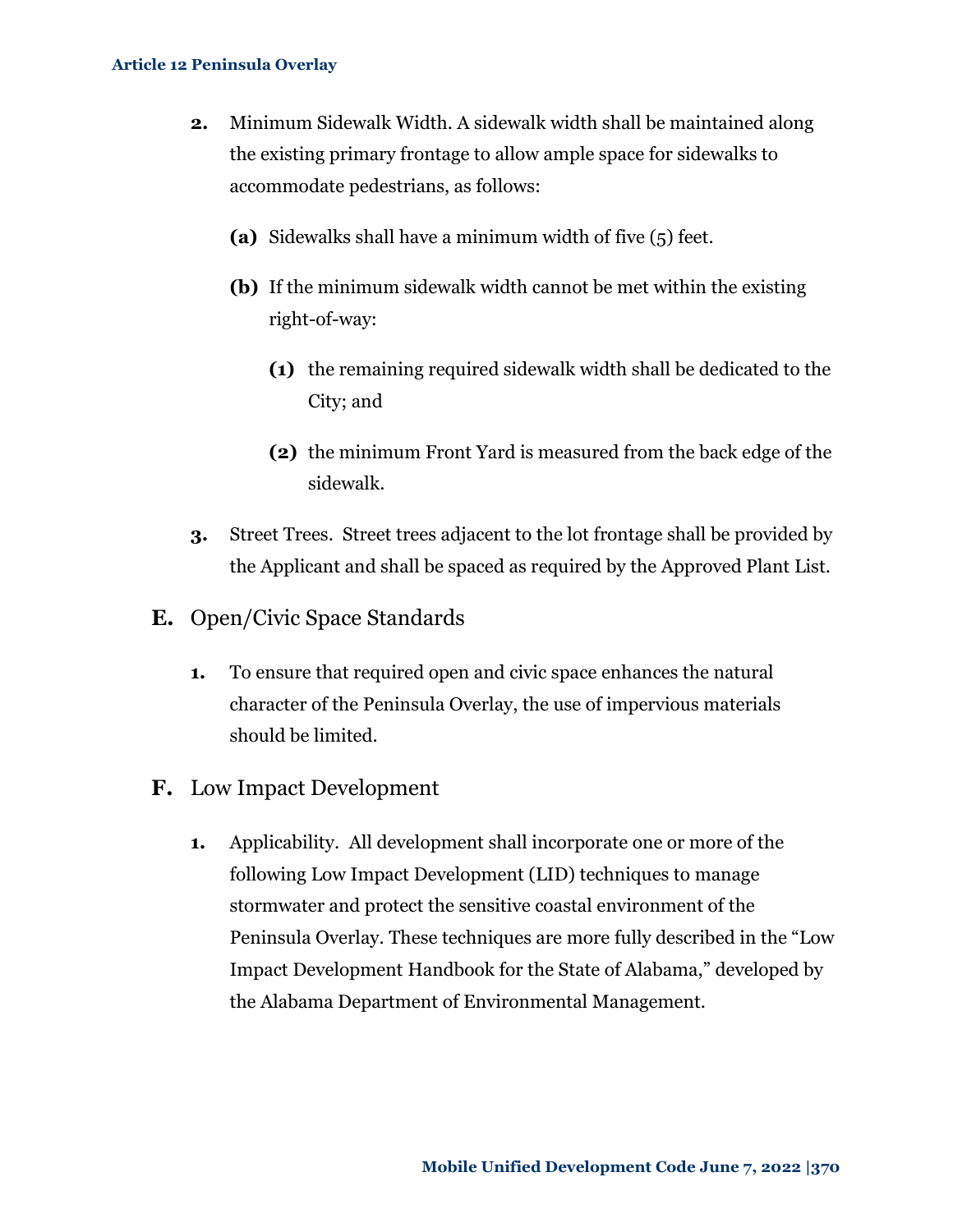2. Minimum Sidewalk Width. A sidewalk width shall be maintained along the existing primary frontage to allow ample space for sidewalks to accommodate pedestrians, as follows:

   **(a)** Sidewalks shall have a minimum width of five (5) feet.

   **(b)** If the minimum sidewalk width cannot be met within the existing right-of-way:

      **(1)** the remaining required sidewalk width shall be dedicated to the City; and

      **(2)** the minimum Front Yard is measured from the back edge of the sidewalk.

3. Street Trees. Street trees adjacent to the lot frontage shall be provided by the Applicant and shall be spaced as required by the Approved Plant List.

## E. Open/Civic Space Standards

1. To ensure that required open and civic space enhances the natural character of the Peninsula Overlay, the use of impervious materials should be limited.

## F. Low Impact Development

1. Applicability. All development shall incorporate one or more of the following Low Impact Development (LID) techniques to manage stormwater and protect the sensitive coastal environment of the Peninsula Overlay. These techniques are more fully described in the "Low Impact Development Handbook for the State of Alabama," developed by the Alabama Department of Environmental Management.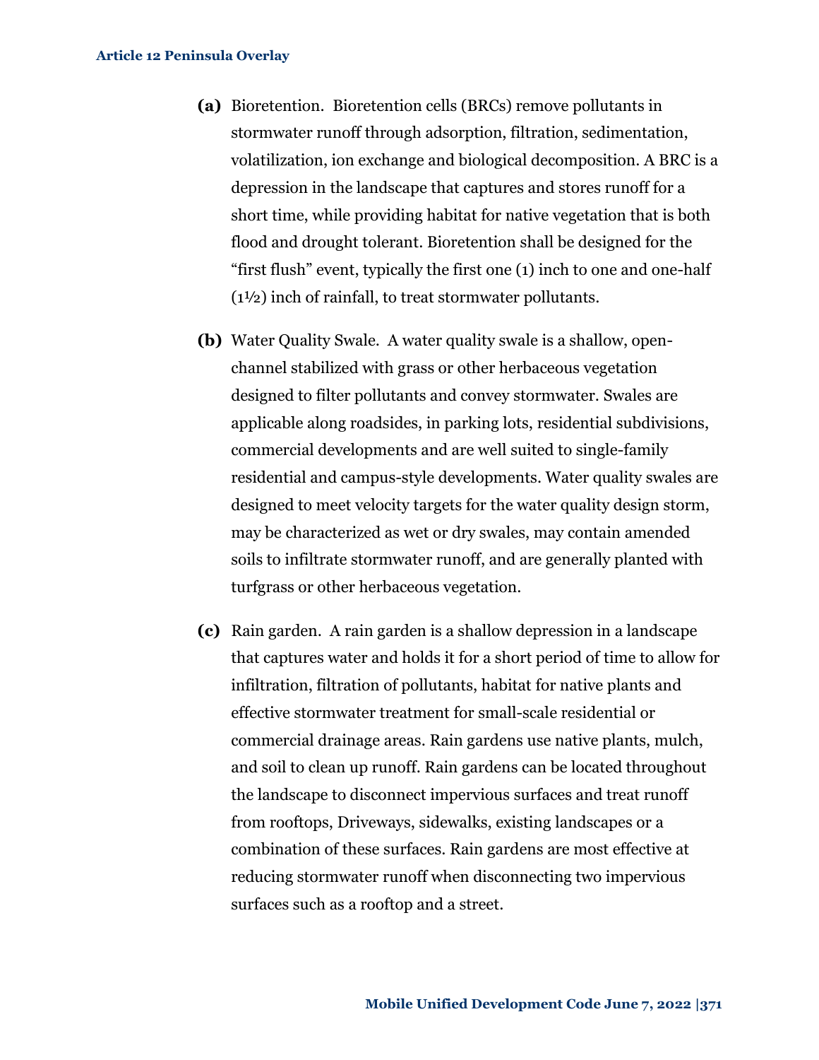**(a)** Bioretention. Bioretention cells (BRCs) remove pollutants in stormwater runoff through adsorption, filtration, sedimentation, volatilization, ion exchange and biological decomposition. A BRC is a depression in the landscape that captures and stores runoff for a short time, while providing habitat for native vegetation that is both flood and drought tolerant. Bioretention shall be designed for the "first flush" event, typically the first one (1) inch to one and one-half (1½) inch of rainfall, to treat stormwater pollutants.

**(b)** Water Quality Swale. A water quality swale is a shallow, open-channel stabilized with grass or other herbaceous vegetation designed to filter pollutants and convey stormwater. Swales are applicable along roadsides, in parking lots, residential subdivisions, commercial developments and are well suited to single-family residential and campus-style developments. Water quality swales are designed to meet velocity targets for the water quality design storm, may be characterized as wet or dry swales, may contain amended soils to infiltrate stormwater runoff, and are generally planted with turfgrass or other herbaceous vegetation.

**(c)** Rain garden. A rain garden is a shallow depression in a landscape that captures water and holds it for a short period of time to allow for infiltration, filtration of pollutants, habitat for native plants and effective stormwater treatment for small-scale residential or commercial drainage areas. Rain gardens use native plants, mulch, and soil to clean up runoff. Rain gardens can be located throughout the landscape to disconnect impervious surfaces and treat runoff from rooftops, Driveways, sidewalks, existing landscapes or a combination of these surfaces. Rain gardens are most effective at reducing stormwater runoff when disconnecting two impervious surfaces such as a rooftop and a street.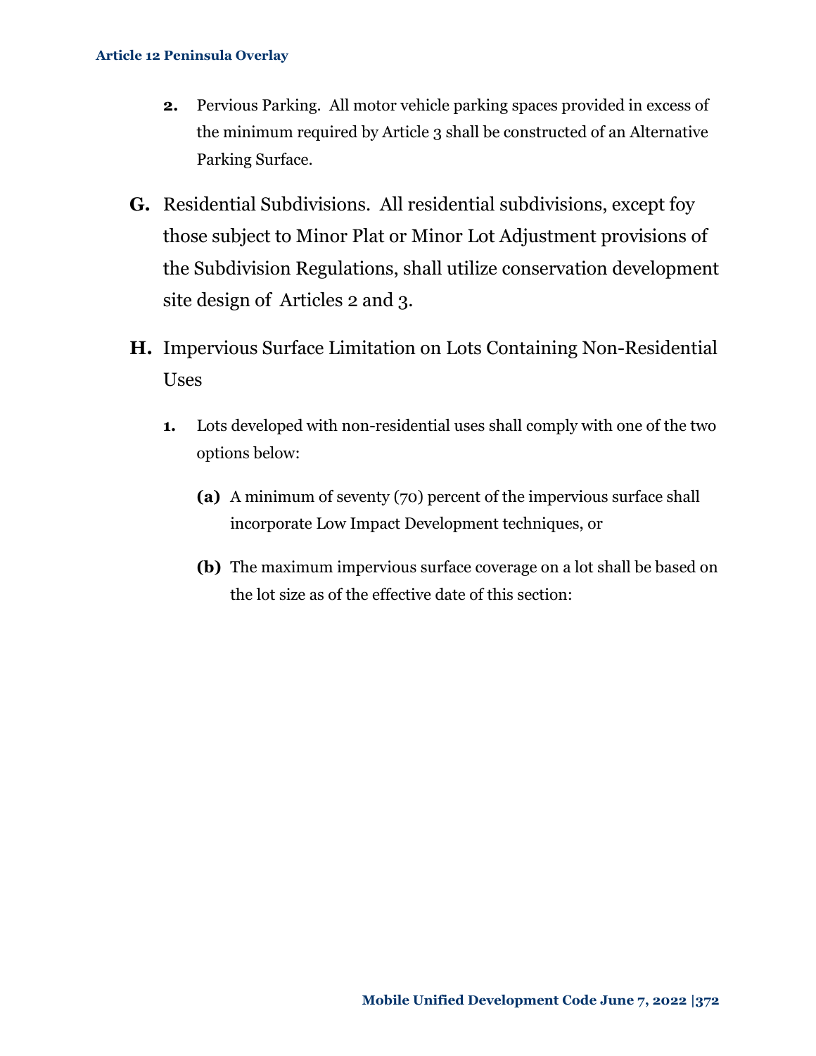2. Pervious Parking. All motor vehicle parking spaces provided in excess of the minimum required by Article 3 shall be constructed of an Alternative Parking Surface.

**G.** Residential Subdivisions. All residential subdivisions, except foy those subject to Minor Plat or Minor Lot Adjustment provisions of the Subdivision Regulations, shall utilize conservation development site design of Articles 2 and 3.

**H.** Impervious Surface Limitation on Lots Containing Non-Residential Uses

1. Lots developed with non-residential uses shall comply with one of the two options below:

   **(a)** A minimum of seventy (70) percent of the impervious surface shall incorporate Low Impact Development techniques, or

   **(b)** The maximum impervious surface coverage on a lot shall be based on the lot size as of the effective date of this section: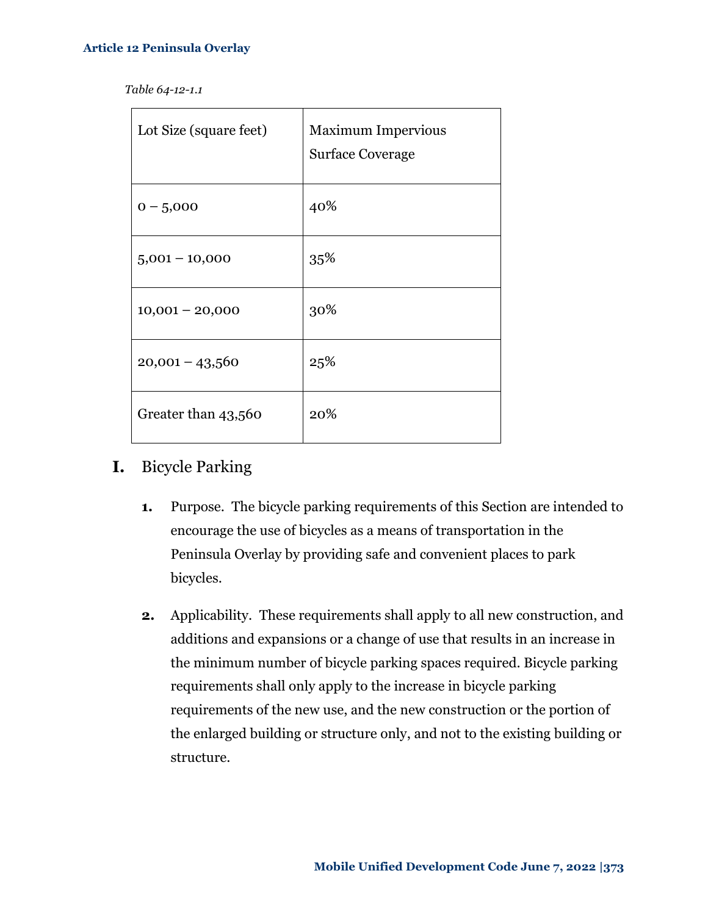*Table 64-12-1.1*

| Lot Size (square feet) | Maximum Impervious Surface Coverage |
| --- | --- |
| 0 – 5,000 | 40% |
| 5,001 – 10,000 | 35% |
| 10,001 – 20,000 | 30% |
| 20,001 – 43,560 | 25% |
| Greater than 43,560 | 20% |

## I. Bicycle Parking

1. Purpose. The bicycle parking requirements of this Section are intended to encourage the use of bicycles as a means of transportation in the Peninsula Overlay by providing safe and convenient places to park bicycles.

2. Applicability. These requirements shall apply to all new construction, and additions and expansions or a change of use that results in an increase in the minimum number of bicycle parking spaces required. Bicycle parking requirements shall only apply to the increase in bicycle parking requirements of the new use, and the new construction or the portion of the enlarged building or structure only, and not to the existing building or structure.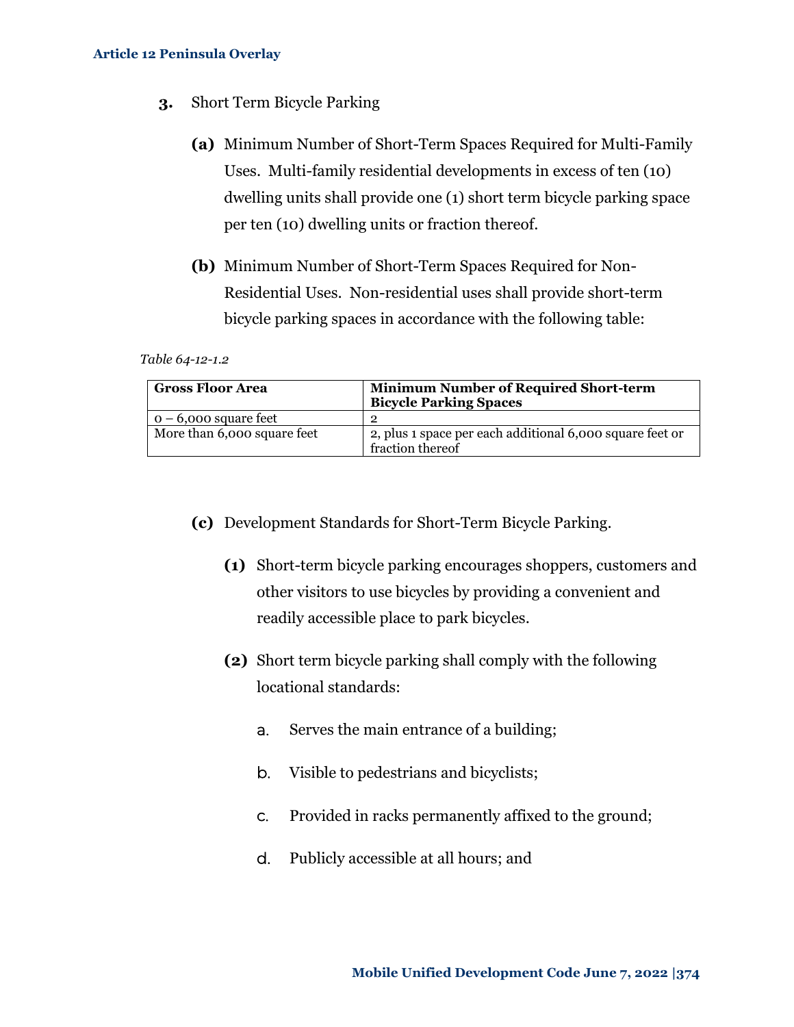3. Short Term Bicycle Parking

   **(a)** Minimum Number of Short-Term Spaces Required for Multi-Family Uses. Multi-family residential developments in excess of ten (10) dwelling units shall provide one (1) short term bicycle parking space per ten (10) dwelling units or fraction thereof.

   **(b)** Minimum Number of Short-Term Spaces Required for Non-Residential Uses. Non-residential uses shall provide short-term bicycle parking spaces in accordance with the following table:

*Table 64-12-1.2*

| Gross Floor Area | Minimum Number of Required Short-term Bicycle Parking Spaces |
|---|---|
| 0 – 6,000 square feet | 2 |
| More than 6,000 square feet | 2, plus 1 space per each additional 6,000 square feet or fraction thereof |

   **(c)** Development Standards for Short-Term Bicycle Parking.

      **(1)** Short-term bicycle parking encourages shoppers, customers and other visitors to use bicycles by providing a convenient and readily accessible place to park bicycles.

      **(2)** Short term bicycle parking shall comply with the following locational standards:

         a. Serves the main entrance of a building;

         b. Visible to pedestrians and bicyclists;

         c. Provided in racks permanently affixed to the ground;

         d. Publicly accessible at all hours; and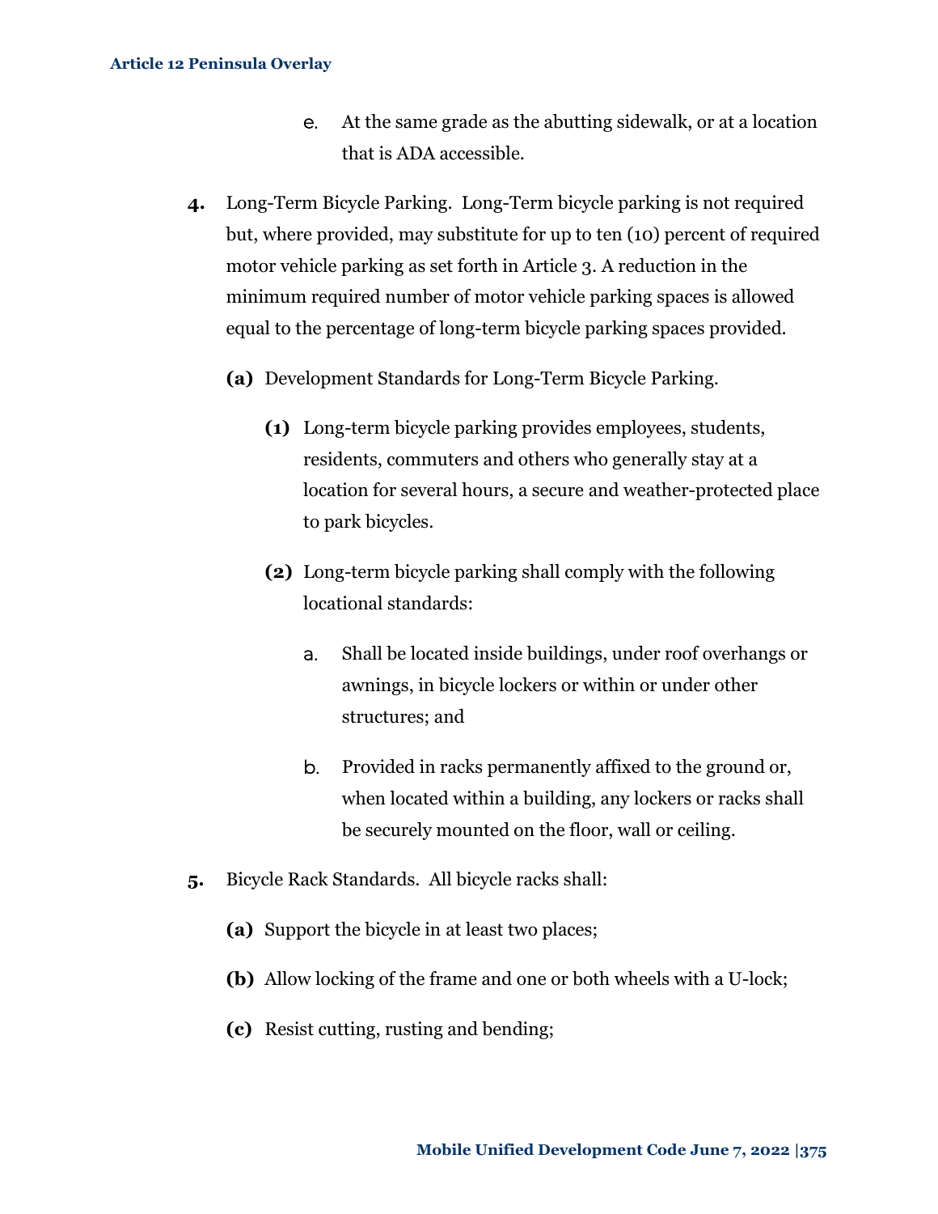e. At the same grade as the abutting sidewalk, or at a location that is ADA accessible.

**4.** Long-Term Bicycle Parking. Long-Term bicycle parking is not required but, where provided, may substitute for up to ten (10) percent of required motor vehicle parking as set forth in Article 3. A reduction in the minimum required number of motor vehicle parking spaces is allowed equal to the percentage of long-term bicycle parking spaces provided.

**(a)** Development Standards for Long-Term Bicycle Parking.

**(1)** Long-term bicycle parking provides employees, students, residents, commuters and others who generally stay at a location for several hours, a secure and weather-protected place to park bicycles.

**(2)** Long-term bicycle parking shall comply with the following locational standards:

a. Shall be located inside buildings, under roof overhangs or awnings, in bicycle lockers or within or under other structures; and

b. Provided in racks permanently affixed to the ground or, when located within a building, any lockers or racks shall be securely mounted on the floor, wall or ceiling.

**5.** Bicycle Rack Standards. All bicycle racks shall:

**(a)** Support the bicycle in at least two places;

**(b)** Allow locking of the frame and one or both wheels with a U-lock;

**(c)** Resist cutting, rusting and bending;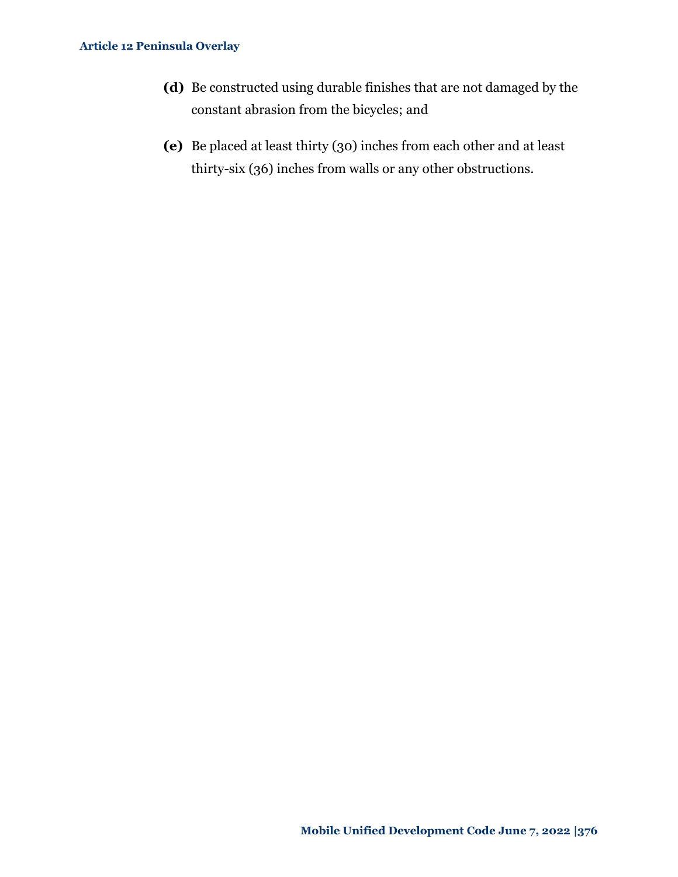**(d)** Be constructed using durable finishes that are not damaged by the constant abrasion from the bicycles; and

**(e)** Be placed at least thirty (30) inches from each other and at least thirty-six (36) inches from walls or any other obstructions.